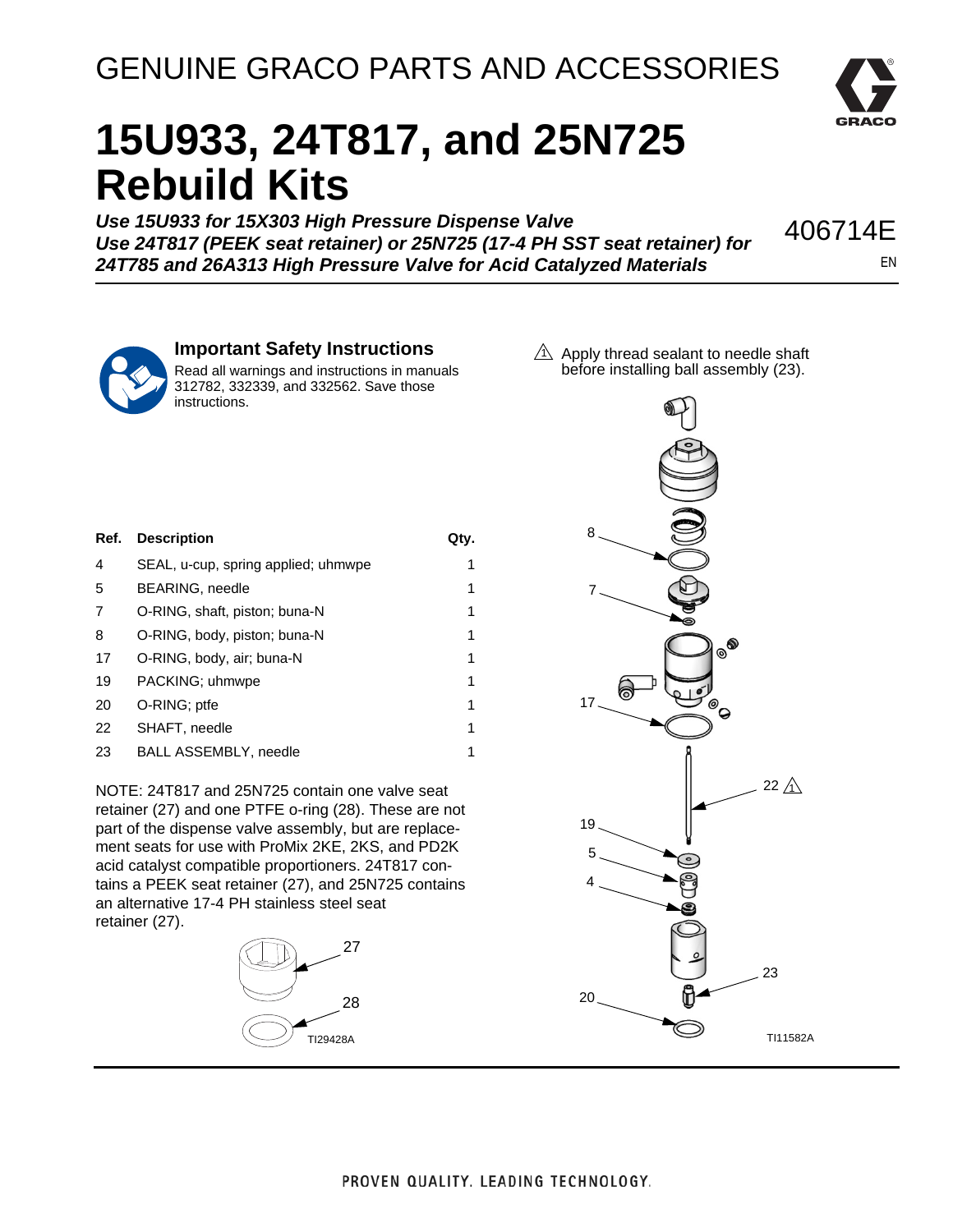GENUINE GRACO PARTS AND ACCESSORIES

# 15U933, 24T817, and 25N725 Rebuild Kits

***Use 15U933 for 15X303 High Pressure Dispense Valve***
***Use 24T817 (PEEK seat retainer) or 25N725 (17-4 PH SST seat retainer) for 24T785 and 26A313 High Pressure Valve for Acid Catalyzed Materials***

406714E

EN

## Important Safety Instructions

Read all warnings and instructions in manuals 312782, 332339, and 332562. Save those instructions.

| Ref. | Description | Qty. |
|---|---|---|
| 4 | SEAL, u-cup, spring applied; uhmwpe | 1 |
| 5 | BEARING, needle | 1 |
| 7 | O-RING, shaft, piston; buna-N | 1 |
| 8 | O-RING, body, piston; buna-N | 1 |
| 17 | O-RING, body, air; buna-N | 1 |
| 19 | PACKING; uhmwpe | 1 |
| 20 | O-RING; ptfe | 1 |
| 22 | SHAFT, needle | 1 |
| 23 | BALL ASSEMBLY, needle | 1 |

NOTE: 24T817 and 25N725 contain one valve seat retainer (27) and one PTFE o-ring (28). These are not part of the dispense valve assembly, but are replacement seats for use with ProMix 2KE, 2KS, and PD2K acid catalyst compatible proportioners. 24T817 contains a PEEK seat retainer (27), and 25N725 contains an alternative 17-4 PH stainless steel seat retainer (27).

27

28

TI29428A

⚠1 Apply thread sealant to needle shaft before installing ball assembly (23).

8, 7, 17, 22 ⚠1, 19, 5, 4, 23, 20

TI11582A

PROVEN QUALITY. LEADING TECHNOLOGY.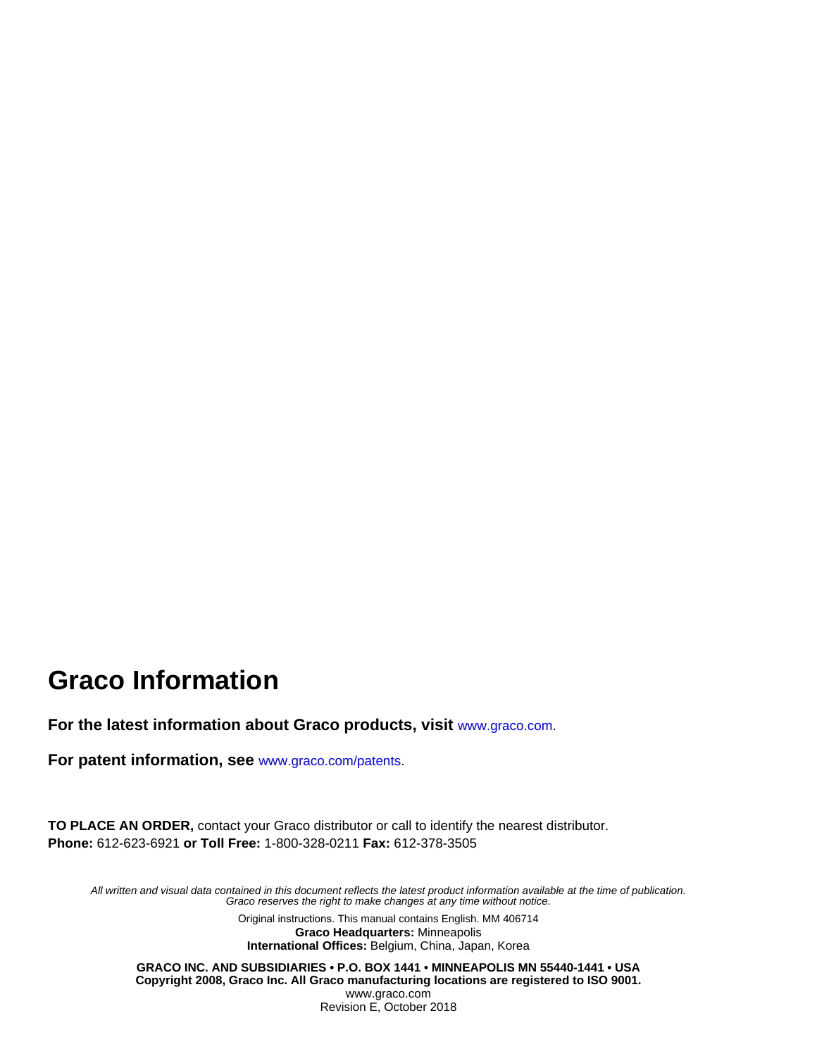# Graco Information

**For the latest information about Graco products, visit** www.graco.com.

**For patent information, see** www.graco.com/patents.

**TO PLACE AN ORDER,** contact your Graco distributor or call to identify the nearest distributor.
**Phone:** 612-623-6921 **or Toll Free:** 1-800-328-0211 **Fax:** 612-378-3505

*All written and visual data contained in this document reflects the latest product information available at the time of publication. Graco reserves the right to make changes at any time without notice.*

Original instructions. This manual contains English. MM 406714
**Graco Headquarters:** Minneapolis
**International Offices:** Belgium, China, Japan, Korea

**GRACO INC. AND SUBSIDIARIES • P.O. BOX 1441 • MINNEAPOLIS MN 55440-1441 • USA**
**Copyright 2008, Graco Inc. All Graco manufacturing locations are registered to ISO 9001.**
www.graco.com
Revision E, October 2018